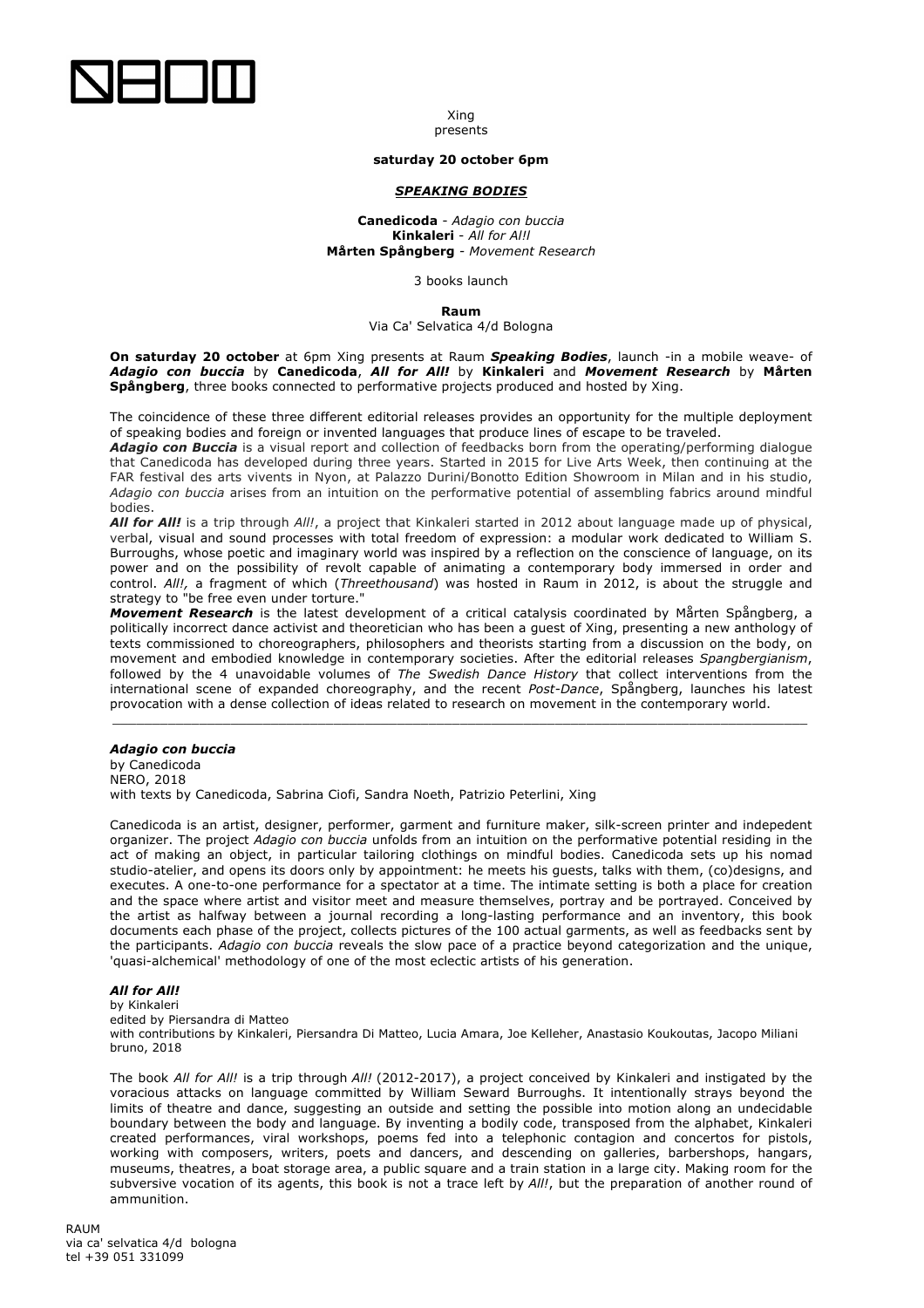Xing
presents

**saturday 20 october 6pm**

***SPEAKING BODIES***

**Canedicoda** - *Adagio con buccia*
**Kinkaleri** - *All for Al!l*
**Mårten Spångberg** - *Movement Research*

3 books launch

**Raum**
Via Ca' Selvatica 4/d Bologna

**On saturday 20 october** at 6pm Xing presents at Raum ***Speaking Bodies***, launch -in a mobile weave- of ***Adagio con buccia*** by **Canedicoda**, ***All for All!*** by **Kinkaleri** and ***Movement Research*** by **Mårten Spångberg**, three books connected to performative projects produced and hosted by Xing.

The coincidence of these three different editorial releases provides an opportunity for the multiple deployment of speaking bodies and foreign or invented languages that produce lines of escape to be traveled.

***Adagio con Buccia*** is a visual report and collection of feedbacks born from the operating/performing dialogue that Canedicoda has developed during three years. Started in 2015 for Live Arts Week, then continuing at the FAR festival des arts vivents in Nyon, at Palazzo Durini/Bonotto Edition Showroom in Milan and in his studio, *Adagio con buccia* arises from an intuition on the performative potential of assembling fabrics around mindful bodies.

***All for All!*** is a trip through *All!*, a project that Kinkaleri started in 2012 about language made up of physical, verbal, visual and sound processes with total freedom of expression: a modular work dedicated to William S. Burroughs, whose poetic and imaginary world was inspired by a reflection on the conscience of language, on its power and on the possibility of revolt capable of animating a contemporary body immersed in order and control. *All!,* a fragment of which (*Threethousand*) was hosted in Raum in 2012, is about the struggle and strategy to "be free even under torture."

***Movement Research*** is the latest development of a critical catalysis coordinated by Mårten Spångberg, a politically incorrect dance activist and theoretician who has been a guest of Xing, presenting a new anthology of texts commissioned to choreographers, philosophers and theorists starting from a discussion on the body, on movement and embodied knowledge in contemporary societies. After the editorial releases *Spangbergianism*, followed by the 4 unavoidable volumes of *The Swedish Dance History* that collect interventions from the international scene of expanded choreography, and the recent *Post-Dance*, Spångberg, launches his latest provocation with a dense collection of ideas related to research on movement in the contemporary world.

---

***Adagio con buccia***
by Canedicoda
NERO, 2018
with texts by Canedicoda, Sabrina Ciofi, Sandra Noeth, Patrizio Peterlini, Xing

Canedicoda is an artist, designer, performer, garment and furniture maker, silk-screen printer and indepedent organizer. The project *Adagio con buccia* unfolds from an intuition on the performative potential residing in the act of making an object, in particular tailoring clothings on mindful bodies. Canedicoda sets up his nomad studio-atelier, and opens its doors only by appointment: he meets his guests, talks with them, (co)designs, and executes. A one-to-one performance for a spectator at a time. The intimate setting is both a place for creation and the space where artist and visitor meet and measure themselves, portray and be portrayed. Conceived by the artist as halfway between a journal recording a long-lasting performance and an inventory, this book documents each phase of the project, collects pictures of the 100 actual garments, as well as feedbacks sent by the participants. *Adagio con buccia* reveals the slow pace of a practice beyond categorization and the unique, 'quasi-alchemical' methodology of one of the most eclectic artists of his generation.

***All for All!***
by Kinkaleri
edited by Piersandra di Matteo
with contributions by Kinkaleri, Piersandra Di Matteo, Lucia Amara, Joe Kelleher, Anastasio Koukoutas, Jacopo Miliani
bruno, 2018

The book *All for All!* is a trip through *All!* (2012-2017), a project conceived by Kinkaleri and instigated by the voracious attacks on language committed by William Seward Burroughs. It intentionally strays beyond the limits of theatre and dance, suggesting an outside and setting the possible into motion along an undecidable boundary between the body and language. By inventing a bodily code, transposed from the alphabet, Kinkaleri created performances, viral workshops, poems fed into a telephonic contagion and concertos for pistols, working with composers, writers, poets and dancers, and descending on galleries, barbershops, hangars, museums, theatres, a boat storage area, a public square and a train station in a large city. Making room for the subversive vocation of its agents, this book is not a trace left by *All!*, but the preparation of another round of ammunition.

RAUM
via ca' selvatica 4/d bologna
tel +39 051 331099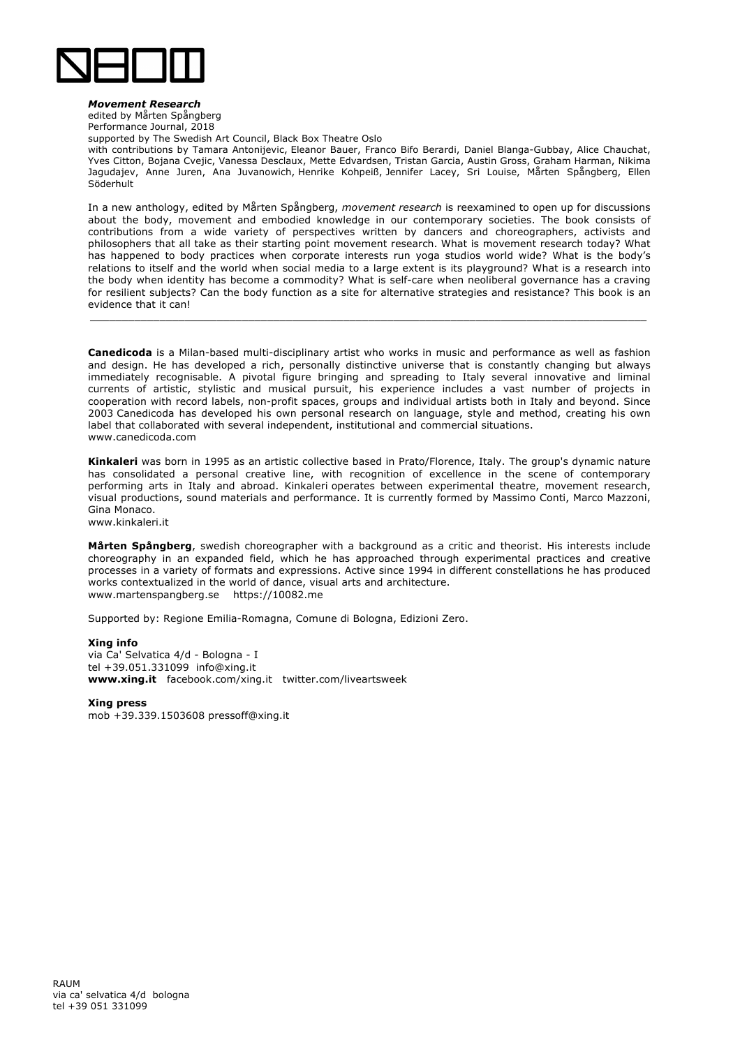***Movement Research***
edited by Mårten Spångberg
Performance Journal, 2018
supported by The Swedish Art Council, Black Box Theatre Oslo
with contributions by Tamara Antonijevic, Eleanor Bauer, Franco Bifo Berardi, Daniel Blanga-Gubbay, Alice Chauchat, Yves Citton, Bojana Cvejic, Vanessa Desclaux, Mette Edvardsen, Tristan Garcia, Austin Gross, Graham Harman, Nikima Jagudajev, Anne Juren, Ana Juvanowich, Henrike Kohpeiß, Jennifer Lacey, Sri Louise, Mårten Spångberg, Ellen Söderhult

In a new anthology, edited by Mårten Spångberg, *movement research* is reexamined to open up for discussions about the body, movement and embodied knowledge in our contemporary societies. The book consists of contributions from a wide variety of perspectives written by dancers and choreographers, activists and philosophers that all take as their starting point movement research. What is movement research today? What has happened to body practices when corporate interests run yoga studios world wide? What is the body's relations to itself and the world when social media to a large extent is its playground? What is a research into the body when identity has become a commodity? What is self-care when neoliberal governance has a craving for resilient subjects? Can the body function as a site for alternative strategies and resistance? This book is an evidence that it can!

---

**Canedicoda** is a Milan-based multi-disciplinary artist who works in music and performance as well as fashion and design. He has developed a rich, personally distinctive universe that is constantly changing but always immediately recognisable. A pivotal figure bringing and spreading to Italy several innovative and liminal currents of artistic, stylistic and musical pursuit, his experience includes a vast number of projects in cooperation with record labels, non-profit spaces, groups and individual artists both in Italy and beyond. Since 2003 Canedicoda has developed his own personal research on language, style and method, creating his own label that collaborated with several independent, institutional and commercial situations.
www.canedicoda.com

**Kinkaleri** was born in 1995 as an artistic collective based in Prato/Florence, Italy. The group's dynamic nature has consolidated a personal creative line, with recognition of excellence in the scene of contemporary performing arts in Italy and abroad. Kinkaleri operates between experimental theatre, movement research, visual productions, sound materials and performance. It is currently formed by Massimo Conti, Marco Mazzoni, Gina Monaco.
www.kinkaleri.it

**Mårten Spångberg**, swedish choreographer with a background as a critic and theorist. His interests include choreography in an expanded field, which he has approached through experimental practices and creative processes in a variety of formats and expressions. Active since 1994 in different constellations he has produced works contextualized in the world of dance, visual arts and architecture.
www.martenspangberg.se https://10082.me

Supported by: Regione Emilia-Romagna, Comune di Bologna, Edizioni Zero.

**Xing info**
via Ca' Selvatica 4/d - Bologna - I
tel +39.051.331099 info@xing.it
**www.xing.it** facebook.com/xing.it twitter.com/liveartsweek

**Xing press**
mob +39.339.1503608 pressoff@xing.it